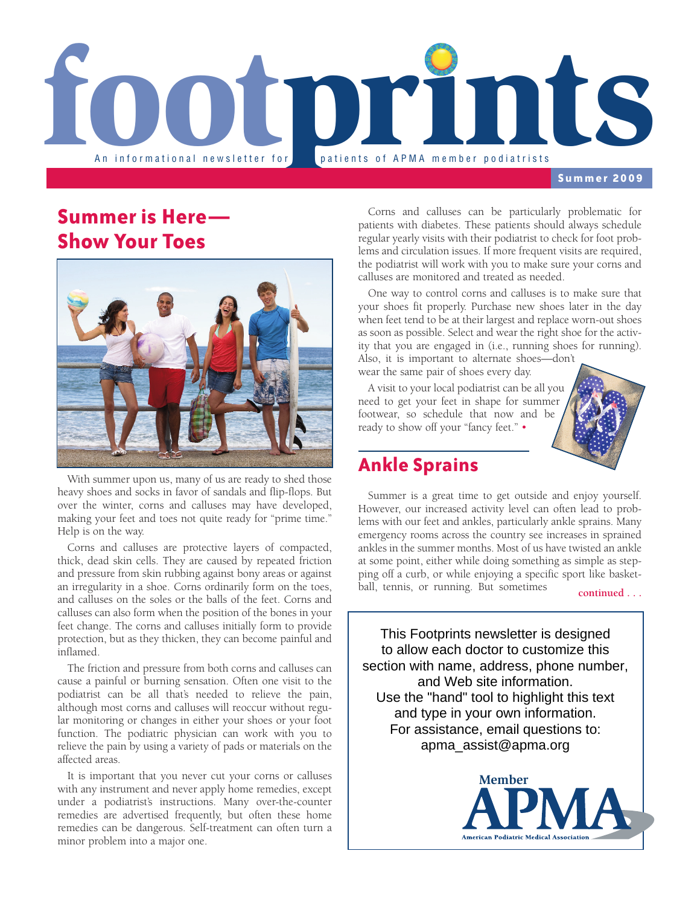# footprints

An informational newsletter for patients of APMA member podiatrists

**Summer 2009**

## Summer is Here—Show Your Toes

With summer upon us, many of us are ready to shed those heavy shoes and socks in favor of sandals and flip-flops. But over the winter, corns and calluses may have developed, making your feet and toes not quite ready for "prime time." Help is on the way.

Corns and calluses are protective layers of compacted, thick, dead skin cells. They are caused by repeated friction and pressure from skin rubbing against bony areas or against an irregularity in a shoe. Corns ordinarily form on the toes, and calluses on the soles or the balls of the feet. Corns and calluses can also form when the position of the bones in your feet change. The corns and calluses initially form to provide protection, but as they thicken, they can become painful and inflamed.

The friction and pressure from both corns and calluses can cause a painful or burning sensation. Often one visit to the podiatrist can be all that's needed to relieve the pain, although most corns and calluses will reoccur without regular monitoring or changes in either your shoes or your foot function. The podiatric physician can work with you to relieve the pain by using a variety of pads or materials on the affected areas.

It is important that you never cut your corns or calluses with any instrument and never apply home remedies, except under a podiatrist's instructions. Many over-the-counter remedies are advertised frequently, but often these home remedies can be dangerous. Self-treatment can often turn a minor problem into a major one.

Corns and calluses can be particularly problematic for patients with diabetes. These patients should always schedule regular yearly visits with their podiatrist to check for foot problems and circulation issues. If more frequent visits are required, the podiatrist will work with you to make sure your corns and calluses are monitored and treated as needed.

One way to control corns and calluses is to make sure that your shoes fit properly. Purchase new shoes later in the day when feet tend to be at their largest and replace worn-out shoes as soon as possible. Select and wear the right shoe for the activity that you are engaged in (i.e., running shoes for running). Also, it is important to alternate shoes—don't wear the same pair of shoes every day.

A visit to your local podiatrist can be all you need to get your feet in shape for summer footwear, so schedule that now and be ready to show off your "fancy feet." •

## Ankle Sprains

Summer is a great time to get outside and enjoy yourself. However, our increased activity level can often lead to problems with our feet and ankles, particularly ankle sprains. Many emergency rooms across the country see increases in sprained ankles in the summer months. Most of us have twisted an ankle at some point, either while doing something as simple as stepping off a curb, or while enjoying a specific sport like basketball, tennis, or running. But sometimes

continued . . .

This Footprints newsletter is designed to allow each doctor to customize this section with name, address, phone number, and Web site information.
Use the "hand" tool to highlight this text and type in your own information.
For assistance, email questions to:
apma_assist@apma.org

Member APMA
American Podiatric Medical Association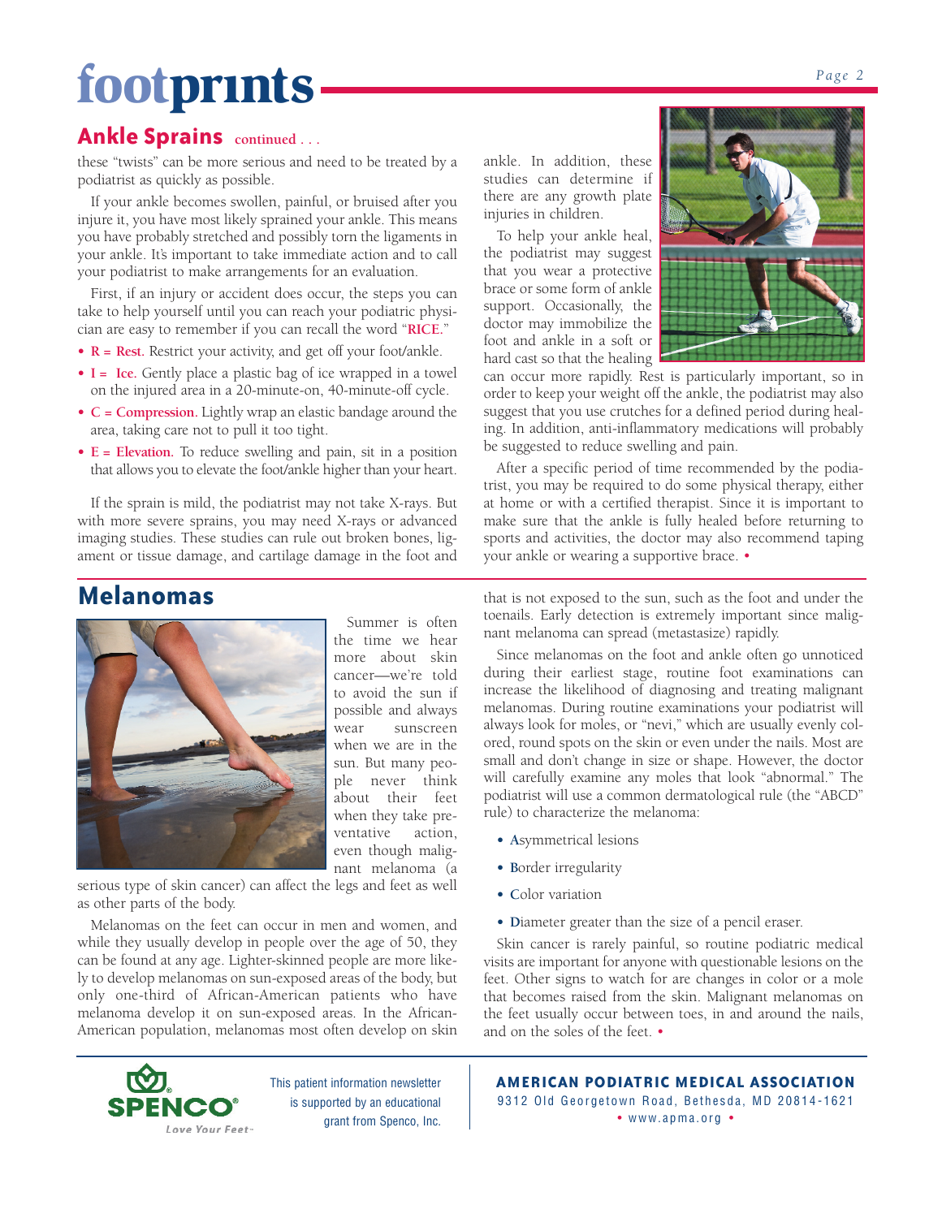## Ankle Sprains continued . . .

these "twists" can be more serious and need to be treated by a podiatrist as quickly as possible.

If your ankle becomes swollen, painful, or bruised after you injure it, you have most likely sprained your ankle. This means you have probably stretched and possibly torn the ligaments in your ankle. It's important to take immediate action and to call your podiatrist to make arrangements for an evaluation.

First, if an injury or accident does occur, the steps you can take to help yourself until you can reach your podiatric physician are easy to remember if you can recall the word "**RICE.**"

- **R = Rest.** Restrict your activity, and get off your foot/ankle.
- **I = Ice.** Gently place a plastic bag of ice wrapped in a towel on the injured area in a 20-minute-on, 40-minute-off cycle.
- **C = Compression.** Lightly wrap an elastic bandage around the area, taking care not to pull it too tight.
- **E = Elevation.** To reduce swelling and pain, sit in a position that allows you to elevate the foot/ankle higher than your heart.

If the sprain is mild, the podiatrist may not take X-rays. But with more severe sprains, you may need X-rays or advanced imaging studies. These studies can rule out broken bones, ligament or tissue damage, and cartilage damage in the foot and ankle. In addition, these studies can determine if there are any growth plate injuries in children.

To help your ankle heal, the podiatrist may suggest that you wear a protective brace or some form of ankle support. Occasionally, the doctor may immobilize the foot and ankle in a soft or hard cast so that the healing can occur more rapidly. Rest is particularly important, so in order to keep your weight off the ankle, the podiatrist may also suggest that you use crutches for a defined period during healing. In addition, anti-inflammatory medications will probably be suggested to reduce swelling and pain.

After a specific period of time recommended by the podiatrist, you may be required to do some physical therapy, either at home or with a certified therapist. Since it is important to make sure that the ankle is fully healed before returning to sports and activities, the doctor may also recommend taping your ankle or wearing a supportive brace. •

## Melanomas

Summer is often the time we hear more about skin cancer—we're told to avoid the sun if possible and always wear sunscreen when we are in the sun. But many people never think about their feet when they take preventative action, even though malignant melanoma (a serious type of skin cancer) can affect the legs and feet as well as other parts of the body.

Melanomas on the feet can occur in men and women, and while they usually develop in people over the age of 50, they can be found at any age. Lighter-skinned people are more likely to develop melanomas on sun-exposed areas of the body, but only one-third of African-American patients who have melanoma develop it on sun-exposed areas. In the African-American population, melanomas most often develop on skin that is not exposed to the sun, such as the foot and under the toenails. Early detection is extremely important since malignant melanoma can spread (metastasize) rapidly.

Since melanomas on the foot and ankle often go unnoticed during their earliest stage, routine foot examinations can increase the likelihood of diagnosing and treating malignant melanomas. During routine examinations your podiatrist will always look for moles, or "nevi," which are usually evenly colored, round spots on the skin or even under the nails. Most are small and don't change in size or shape. However, the doctor will carefully examine any moles that look "abnormal." The podiatrist will use a common dermatological rule (the "ABCD" rule) to characterize the melanoma:

- **A**symmetrical lesions
- **B**order irregularity
- **C**olor variation
- **D**iameter greater than the size of a pencil eraser.

Skin cancer is rarely painful, so routine podiatric medical visits are important for anyone with questionable lesions on the feet. Other signs to watch for are changes in color or a mole that becomes raised from the skin. Malignant melanomas on the feet usually occur between toes, in and around the nails, and on the soles of the feet. •

SPENCO® Love Your Feet™

This patient information newsletter is supported by an educational grant from Spenco, Inc.

**AMERICAN PODIATRIC MEDICAL ASSOCIATION**
9312 Old Georgetown Road, Bethesda, MD 20814-1621
• www.apma.org •